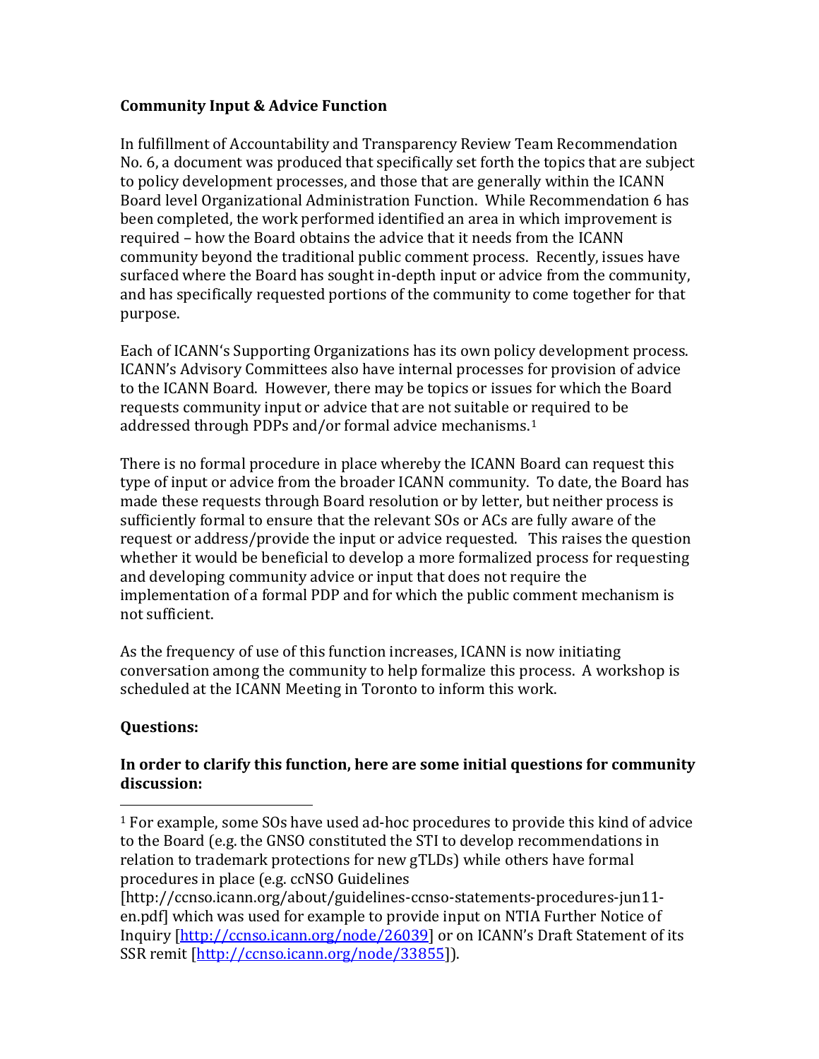**Community Input & Advice Function**

In fulfillment of Accountability and Transparency Review Team Recommendation No. 6, a document was produced that specifically set forth the topics that are subject to policy development processes, and those that are generally within the ICANN Board level Organizational Administration Function. While Recommendation 6 has been completed, the work performed identified an area in which improvement is required – how the Board obtains the advice that it needs from the ICANN community beyond the traditional public comment process. Recently, issues have surfaced where the Board has sought in-depth input or advice from the community, and has specifically requested portions of the community to come together for that purpose.

Each of ICANN's Supporting Organizations has its own policy development process. ICANN's Advisory Committees also have internal processes for provision of advice to the ICANN Board. However, there may be topics or issues for which the Board requests community input or advice that are not suitable or required to be addressed through PDPs and/or formal advice mechanisms.[1]

There is no formal procedure in place whereby the ICANN Board can request this type of input or advice from the broader ICANN community. To date, the Board has made these requests through Board resolution or by letter, but neither process is sufficiently formal to ensure that the relevant SOs or ACs are fully aware of the request or address/provide the input or advice requested. This raises the question whether it would be beneficial to develop a more formalized process for requesting and developing community advice or input that does not require the implementation of a formal PDP and for which the public comment mechanism is not sufficient.

As the frequency of use of this function increases, ICANN is now initiating conversation among the community to help formalize this process. A workshop is scheduled at the ICANN Meeting in Toronto to inform this work.

**Questions:**

**In order to clarify this function, here are some initial questions for community discussion:**

---

[1] For example, some SOs have used ad-hoc procedures to provide this kind of advice to the Board (e.g. the GNSO constituted the STI to develop recommendations in relation to trademark protections for new gTLDs) while others have formal procedures in place (e.g. ccNSO Guidelines [http://ccnso.icann.org/about/guidelines-ccnso-statements-procedures-jun11-en.pdf] which was used for example to provide input on NTIA Further Notice of Inquiry [http://ccnso.icann.org/node/26039] or on ICANN's Draft Statement of its SSR remit [http://ccnso.icann.org/node/33855]).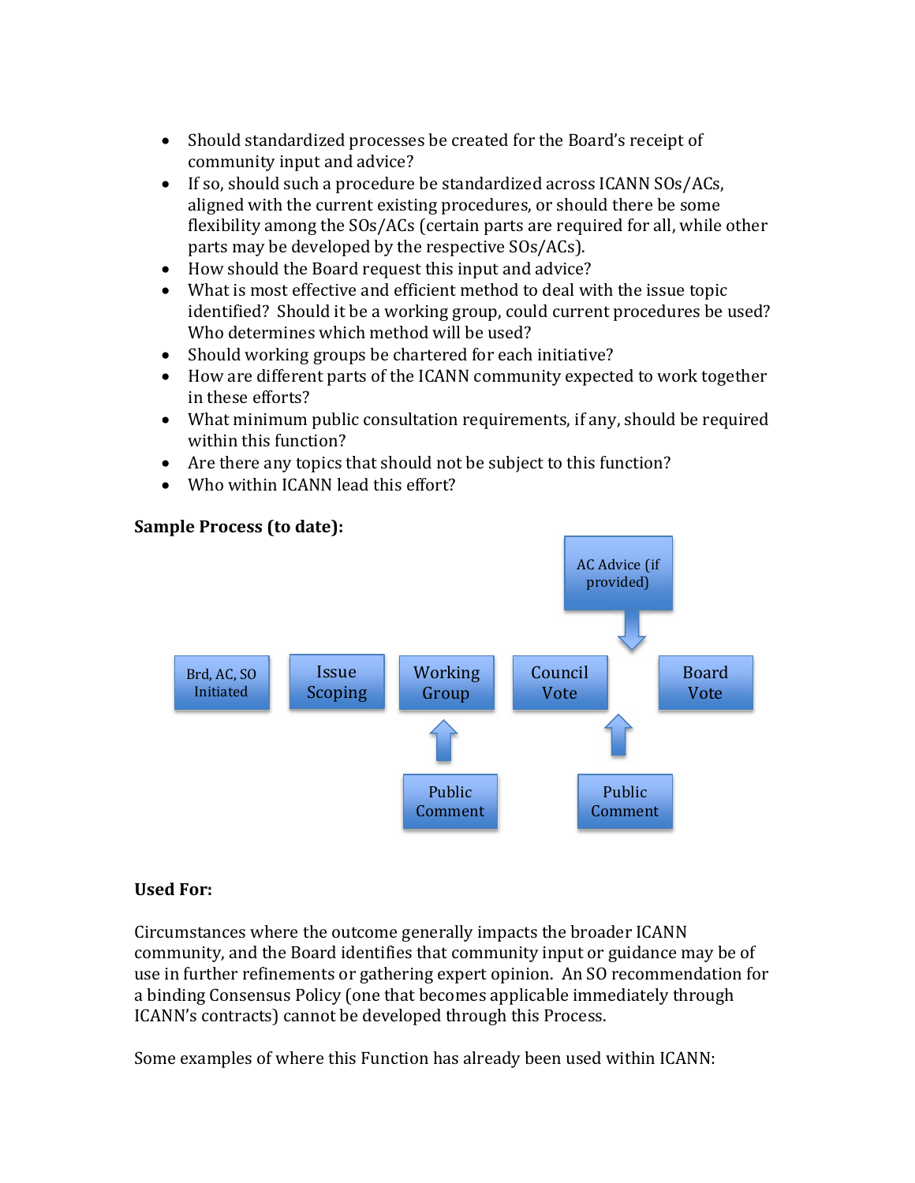- Should standardized processes be created for the Board's receipt of community input and advice?
- If so, should such a procedure be standardized across ICANN SOs/ACs, aligned with the current existing procedures, or should there be some flexibility among the SOs/ACs (certain parts are required for all, while other parts may be developed by the respective SOs/ACs).
- How should the Board request this input and advice?
- What is most effective and efficient method to deal with the issue topic identified? Should it be a working group, could current procedures be used? Who determines which method will be used?
- Should working groups be chartered for each initiative?
- How are different parts of the ICANN community expected to work together in these efforts?
- What minimum public consultation requirements, if any, should be required within this function?
- Are there any topics that should not be subject to this function?
- Who within ICANN lead this effort?

**Sample Process (to date):**

Brd, AC, SO Initiated → Issue Scoping → Working Group → Council Vote → Board Vote

Public Comment → Working Group

AC Advice (if provided) → (between Council Vote and Board Vote)

Public Comment → (between Council Vote and Board Vote)

**Used For:**

Circumstances where the outcome generally impacts the broader ICANN community, and the Board identifies that community input or guidance may be of use in further refinements or gathering expert opinion. An SO recommendation for a binding Consensus Policy (one that becomes applicable immediately through ICANN's contracts) cannot be developed through this Process.

Some examples of where this Function has already been used within ICANN: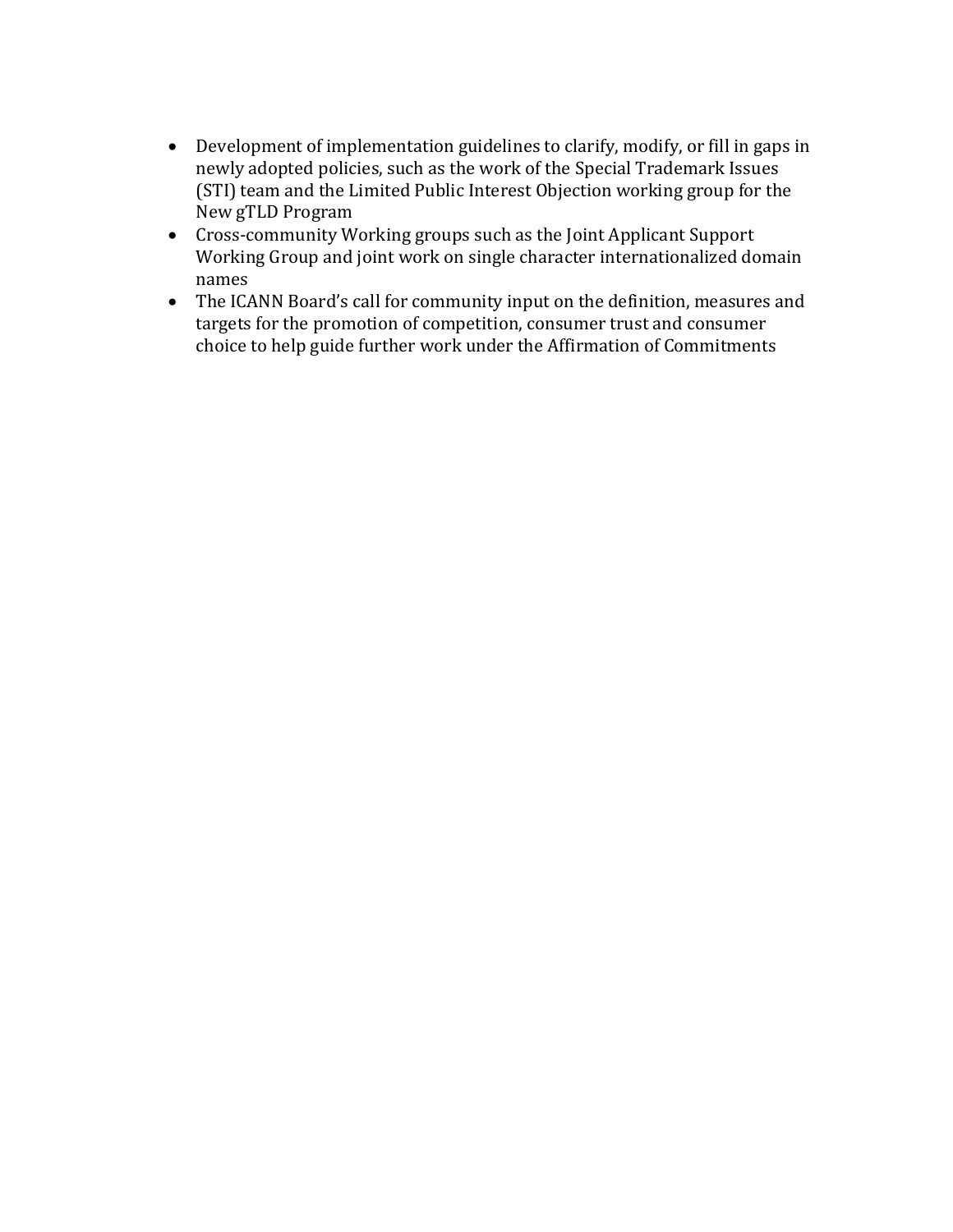- Development of implementation guidelines to clarify, modify, or fill in gaps in newly adopted policies, such as the work of the Special Trademark Issues (STI) team and the Limited Public Interest Objection working group for the New gTLD Program
- Cross-community Working groups such as the Joint Applicant Support Working Group and joint work on single character internationalized domain names
- The ICANN Board's call for community input on the definition, measures and targets for the promotion of competition, consumer trust and consumer choice to help guide further work under the Affirmation of Commitments